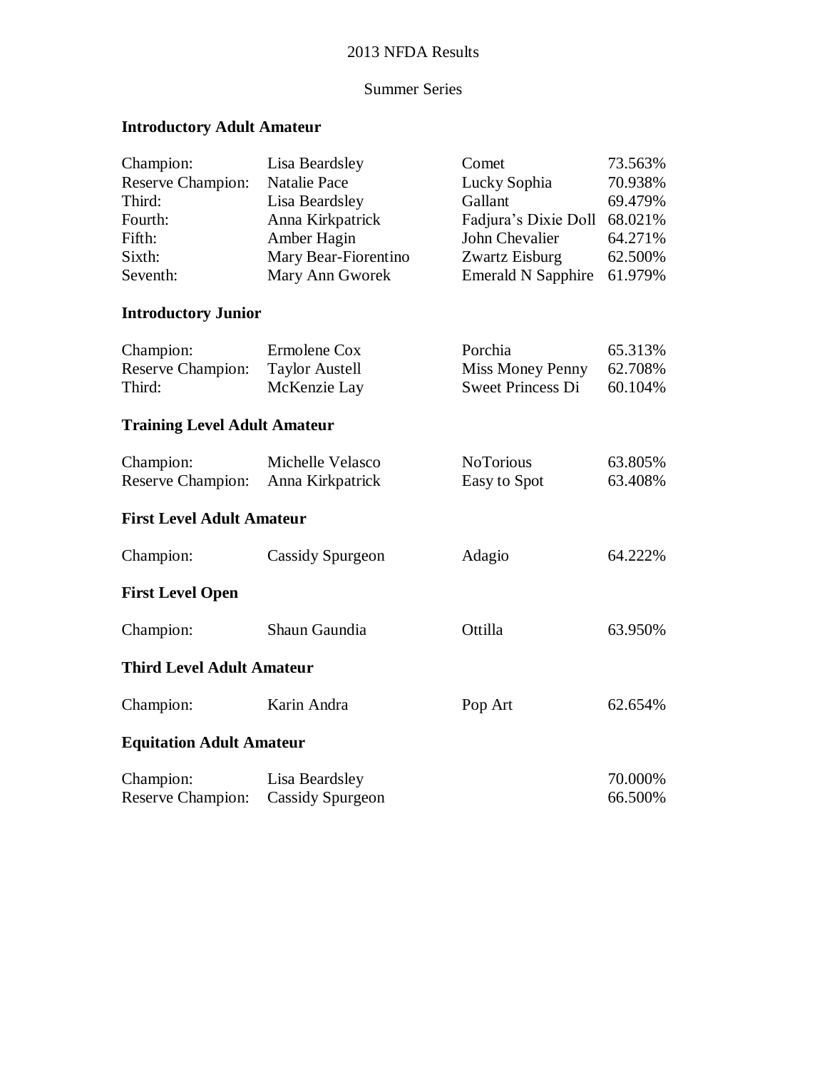2013 NFDA Results

Summer Series

## Introductory Adult Amateur

| | | | |
|---|---|---|---|
| Champion: | Lisa Beardsley | Comet | 73.563% |
| Reserve Champion: | Natalie Pace | Lucky Sophia | 70.938% |
| Third: | Lisa Beardsley | Gallant | 69.479% |
| Fourth: | Anna Kirkpatrick | Fadjura's Dixie Doll | 68.021% |
| Fifth: | Amber Hagin | John Chevalier | 64.271% |
| Sixth: | Mary Bear-Fiorentino | Zwartz Eisburg | 62.500% |
| Seventh: | Mary Ann Gworek | Emerald N Sapphire | 61.979% |

## Introductory Junior

| | | | |
|---|---|---|---|
| Champion: | Ermolene Cox | Porchia | 65.313% |
| Reserve Champion: | Taylor Austell | Miss Money Penny | 62.708% |
| Third: | McKenzie Lay | Sweet Princess Di | 60.104% |

## Training Level Adult Amateur

| | | | |
|---|---|---|---|
| Champion: | Michelle Velasco | NoTorious | 63.805% |
| Reserve Champion: | Anna Kirkpatrick | Easy to Spot | 63.408% |

## First Level Adult Amateur

| | | | |
|---|---|---|---|
| Champion: | Cassidy Spurgeon | Adagio | 64.222% |

## First Level Open

| | | | |
|---|---|---|---|
| Champion: | Shaun Gaundia | Ottilla | 63.950% |

## Third Level Adult Amateur

| | | | |
|---|---|---|---|
| Champion: | Karin Andra | Pop Art | 62.654% |

## Equitation Adult Amateur

| | | | |
|---|---|---|---|
| Champion: | Lisa Beardsley | | 70.000% |
| Reserve Champion: | Cassidy Spurgeon | | 66.500% |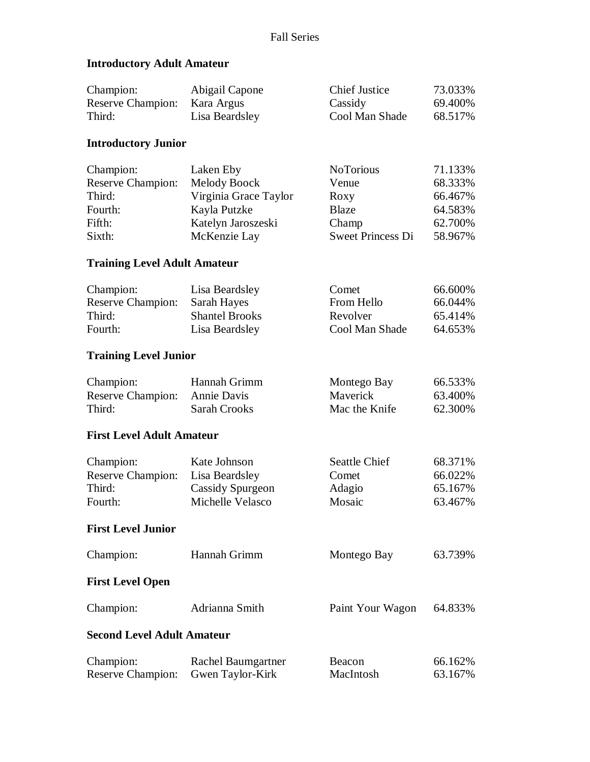Fall Series

## Introductory Adult Amateur

| | | | |
|---|---|---|---|
| Champion: | Abigail Capone | Chief Justice | 73.033% |
| Reserve Champion: | Kara Argus | Cassidy | 69.400% |
| Third: | Lisa Beardsley | Cool Man Shade | 68.517% |

## Introductory Junior

| | | | |
|---|---|---|---|
| Champion: | Laken Eby | NoTorious | 71.133% |
| Reserve Champion: | Melody Boock | Venue | 68.333% |
| Third: | Virginia Grace Taylor | Roxy | 66.467% |
| Fourth: | Kayla Putzke | Blaze | 64.583% |
| Fifth: | Katelyn Jaroszeski | Champ | 62.700% |
| Sixth: | McKenzie Lay | Sweet Princess Di | 58.967% |

## Training Level Adult Amateur

| | | | |
|---|---|---|---|
| Champion: | Lisa Beardsley | Comet | 66.600% |
| Reserve Champion: | Sarah Hayes | From Hello | 66.044% |
| Third: | Shantel Brooks | Revolver | 65.414% |
| Fourth: | Lisa Beardsley | Cool Man Shade | 64.653% |

## Training Level Junior

| | | | |
|---|---|---|---|
| Champion: | Hannah Grimm | Montego Bay | 66.533% |
| Reserve Champion: | Annie Davis | Maverick | 63.400% |
| Third: | Sarah Crooks | Mac the Knife | 62.300% |

## First Level Adult Amateur

| | | | |
|---|---|---|---|
| Champion: | Kate Johnson | Seattle Chief | 68.371% |
| Reserve Champion: | Lisa Beardsley | Comet | 66.022% |
| Third: | Cassidy Spurgeon | Adagio | 65.167% |
| Fourth: | Michelle Velasco | Mosaic | 63.467% |

## First Level Junior

| | | | |
|---|---|---|---|
| Champion: | Hannah Grimm | Montego Bay | 63.739% |

## First Level Open

| | | | |
|---|---|---|---|
| Champion: | Adrianna Smith | Paint Your Wagon | 64.833% |

## Second Level Adult Amateur

| | | | |
|---|---|---|---|
| Champion: | Rachel Baumgartner | Beacon | 66.162% |
| Reserve Champion: | Gwen Taylor-Kirk | MacIntosh | 63.167% |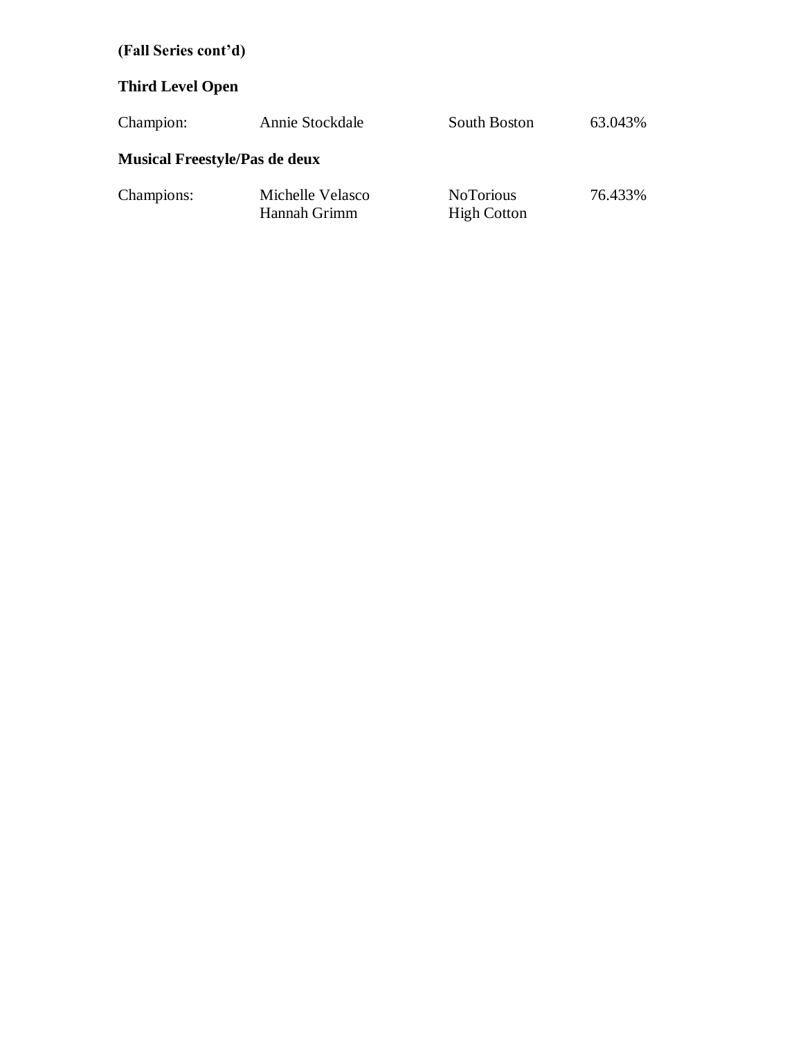**(Fall Series cont'd)**

**Third Level Open**

| | | | |
|---|---|---|---|
| Champion: | Annie Stockdale | South Boston | 63.043% |

**Musical Freestyle/Pas de deux**

| | | | |
|---|---|---|---|
| Champions: | Michelle Velasco | NoTorious | 76.433% |
| | Hannah Grimm | High Cotton | |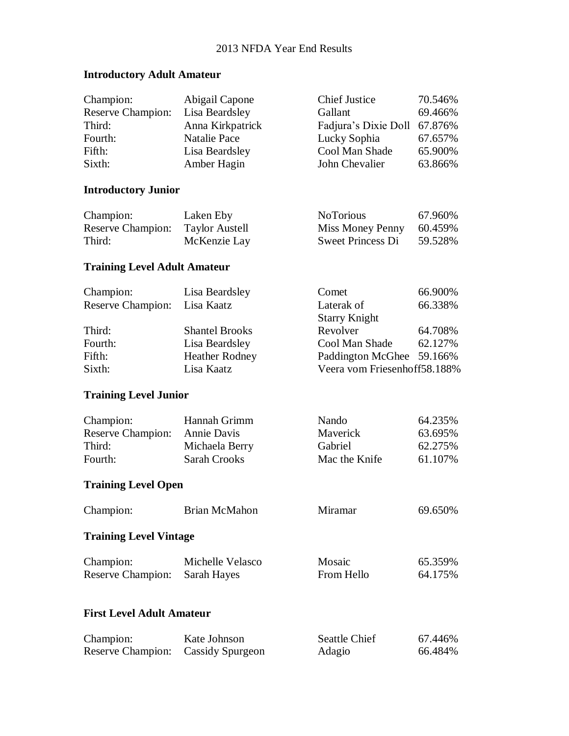2013 NFDA Year End Results

## Introductory Adult Amateur

| | | | |
|---|---|---|---|
| Champion: | Abigail Capone | Chief Justice | 70.546% |
| Reserve Champion: | Lisa Beardsley | Gallant | 69.466% |
| Third: | Anna Kirkpatrick | Fadjura's Dixie Doll | 67.876% |
| Fourth: | Natalie Pace | Lucky Sophia | 67.657% |
| Fifth: | Lisa Beardsley | Cool Man Shade | 65.900% |
| Sixth: | Amber Hagin | John Chevalier | 63.866% |

## Introductory Junior

| | | | |
|---|---|---|---|
| Champion: | Laken Eby | NoTorious | 67.960% |
| Reserve Champion: | Taylor Austell | Miss Money Penny | 60.459% |
| Third: | McKenzie Lay | Sweet Princess Di | 59.528% |

## Training Level Adult Amateur

| | | | |
|---|---|---|---|
| Champion: | Lisa Beardsley | Comet | 66.900% |
| Reserve Champion: | Lisa Kaatz | Laterak of Starry Knight | 66.338% |
| Third: | Shantel Brooks | Revolver | 64.708% |
| Fourth: | Lisa Beardsley | Cool Man Shade | 62.127% |
| Fifth: | Heather Rodney | Paddington McGhee | 59.166% |
| Sixth: | Lisa Kaatz | Veera vom Friesenhoff | 58.188% |

## Training Level Junior

| | | | |
|---|---|---|---|
| Champion: | Hannah Grimm | Nando | 64.235% |
| Reserve Champion: | Annie Davis | Maverick | 63.695% |
| Third: | Michaela Berry | Gabriel | 62.275% |
| Fourth: | Sarah Crooks | Mac the Knife | 61.107% |

## Training Level Open

| | | | |
|---|---|---|---|
| Champion: | Brian McMahon | Miramar | 69.650% |

## Training Level Vintage

| | | | |
|---|---|---|---|
| Champion: | Michelle Velasco | Mosaic | 65.359% |
| Reserve Champion: | Sarah Hayes | From Hello | 64.175% |

## First Level Adult Amateur

| | | | |
|---|---|---|---|
| Champion: | Kate Johnson | Seattle Chief | 67.446% |
| Reserve Champion: | Cassidy Spurgeon | Adagio | 66.484% |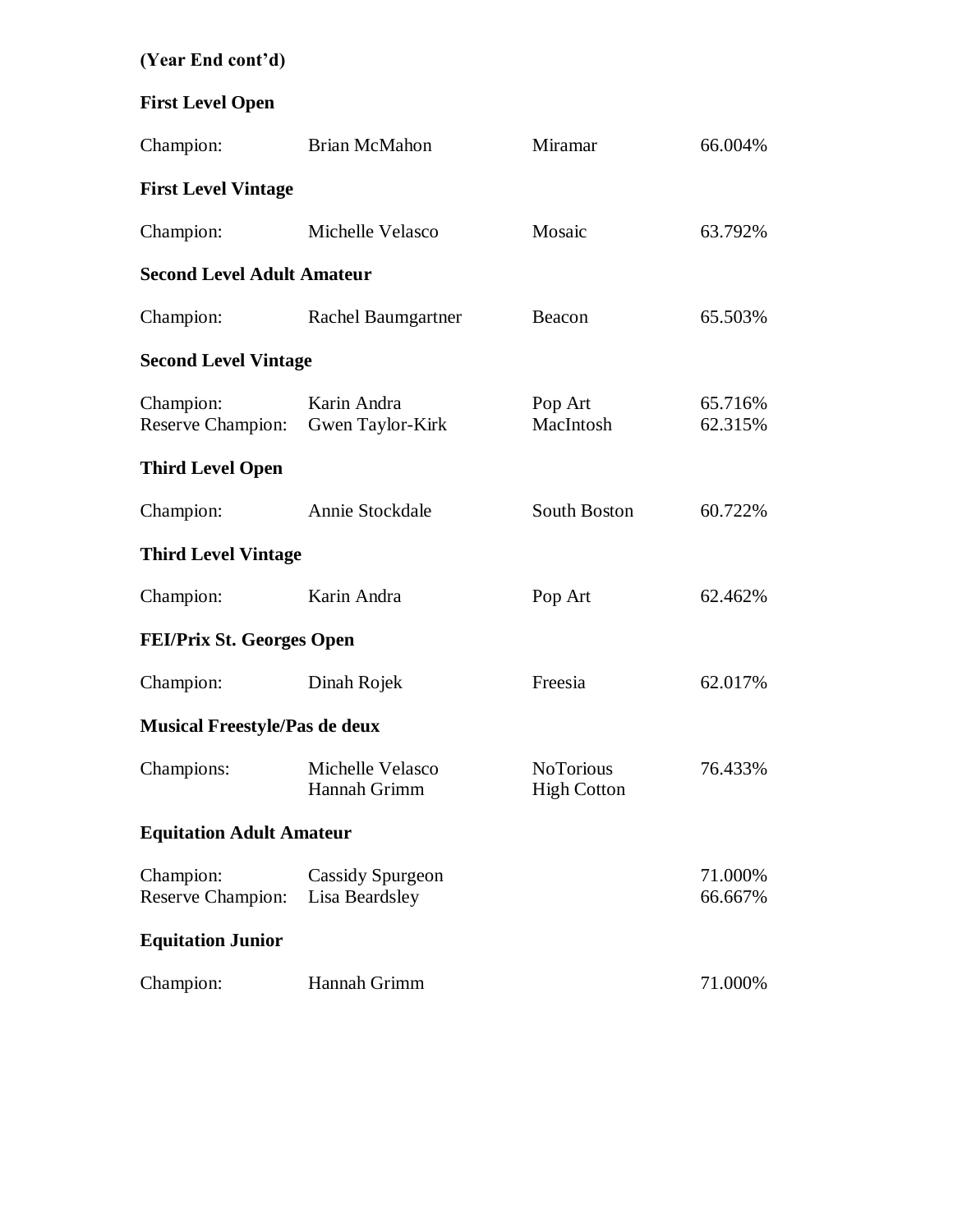**(Year End cont'd)**

**First Level Open**

| | | | |
|---|---|---|---|
| Champion: | Brian McMahon | Miramar | 66.004% |

**First Level Vintage**

| | | | |
|---|---|---|---|
| Champion: | Michelle Velasco | Mosaic | 63.792% |

**Second Level Adult Amateur**

| | | | |
|---|---|---|---|
| Champion: | Rachel Baumgartner | Beacon | 65.503% |

**Second Level Vintage**

| | | | |
|---|---|---|---|
| Champion: | Karin Andra | Pop Art | 65.716% |
| Reserve Champion: | Gwen Taylor-Kirk | MacIntosh | 62.315% |

**Third Level Open**

| | | | |
|---|---|---|---|
| Champion: | Annie Stockdale | South Boston | 60.722% |

**Third Level Vintage**

| | | | |
|---|---|---|---|
| Champion: | Karin Andra | Pop Art | 62.462% |

**FEI/Prix St. Georges Open**

| | | | |
|---|---|---|---|
| Champion: | Dinah Rojek | Freesia | 62.017% |

**Musical Freestyle/Pas de deux**

| | | | |
|---|---|---|---|
| Champions: | Michelle Velasco<br>Hannah Grimm | NoTorious<br>High Cotton | 76.433% |

**Equitation Adult Amateur**

| | | |
|---|---|---|
| Champion: | Cassidy Spurgeon | 71.000% |
| Reserve Champion: | Lisa Beardsley | 66.667% |

**Equitation Junior**

| | | |
|---|---|---|
| Champion: | Hannah Grimm | 71.000% |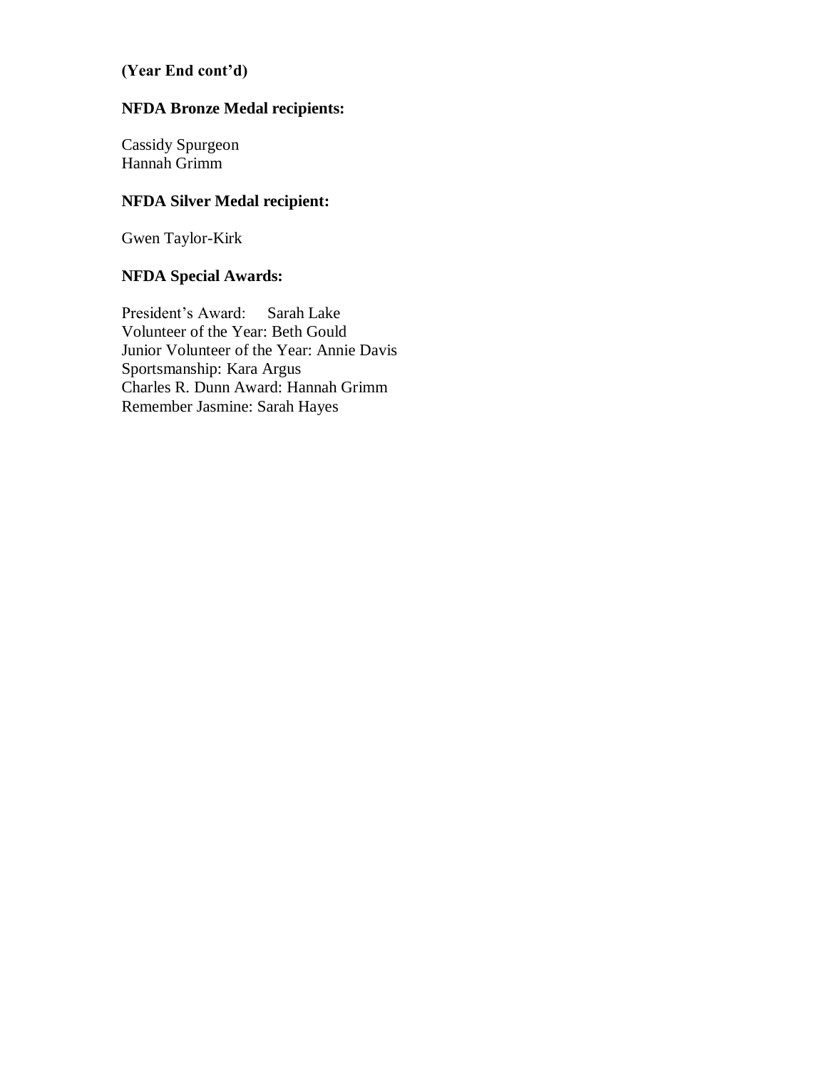**(Year End cont'd)**

**NFDA Bronze Medal recipients:**

Cassidy Spurgeon
Hannah Grimm

**NFDA Silver Medal recipient:**

Gwen Taylor-Kirk

**NFDA Special Awards:**

President's Award: Sarah Lake
Volunteer of the Year: Beth Gould
Junior Volunteer of the Year: Annie Davis
Sportsmanship: Kara Argus
Charles R. Dunn Award: Hannah Grimm
Remember Jasmine: Sarah Hayes